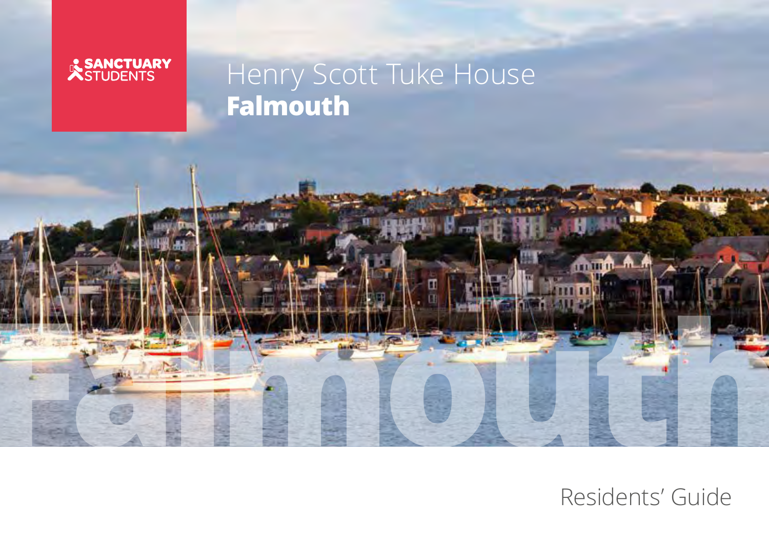SANCTUARY STUDENTS

# Henry Scott Tuke House
## **Falmouth**

falmouth

Residents' Guide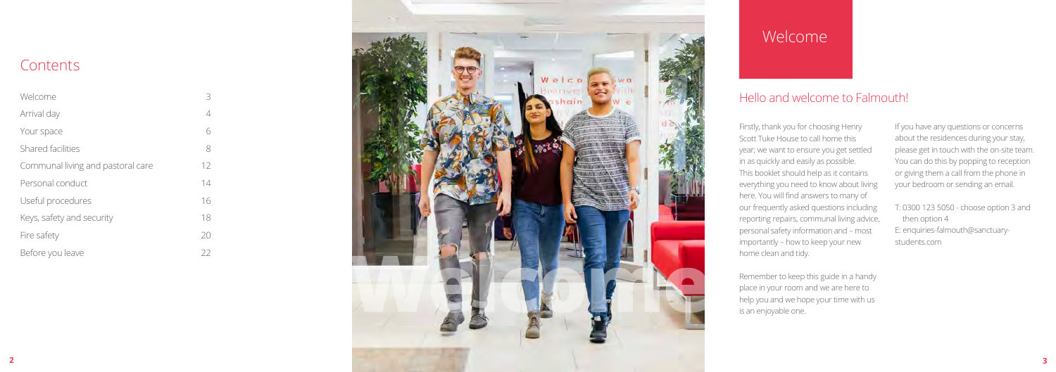## Contents

| | |
|---|---|
| Welcome | 3 |
| Arrival day | 4 |
| Your space | 6 |
| Shared facilities | 8 |
| Communal living and pastoral care | 12 |
| Personal conduct | 14 |
| Useful procedures | 16 |
| Keys, safety and security | 18 |
| Fire safety | 20 |
| Before you leave | 22 |

# Welcome

## Hello and welcome to Falmouth!

Firstly, thank you for choosing Henry Scott Tuke House to call home this year; we want to ensure you get settled in as quickly and easily as possible. This booklet should help as it contains everything you need to know about living here. You will find answers to many of our frequently asked questions including reporting repairs, communal living advice, personal safety information and – most importantly – how to keep your new home clean and tidy.

Remember to keep this guide in a handy place in your room and we are here to help you and we hope your time with us is an enjoyable one.

If you have any questions or concerns about the residences during your stay, please get in touch with the on-site team. You can do this by popping to reception or giving them a call from the phone in your bedroom or sending an email.

T: 0300 123 5050 - choose option 3 and then option 4
E: enquiries-falmouth@sanctuary-students.com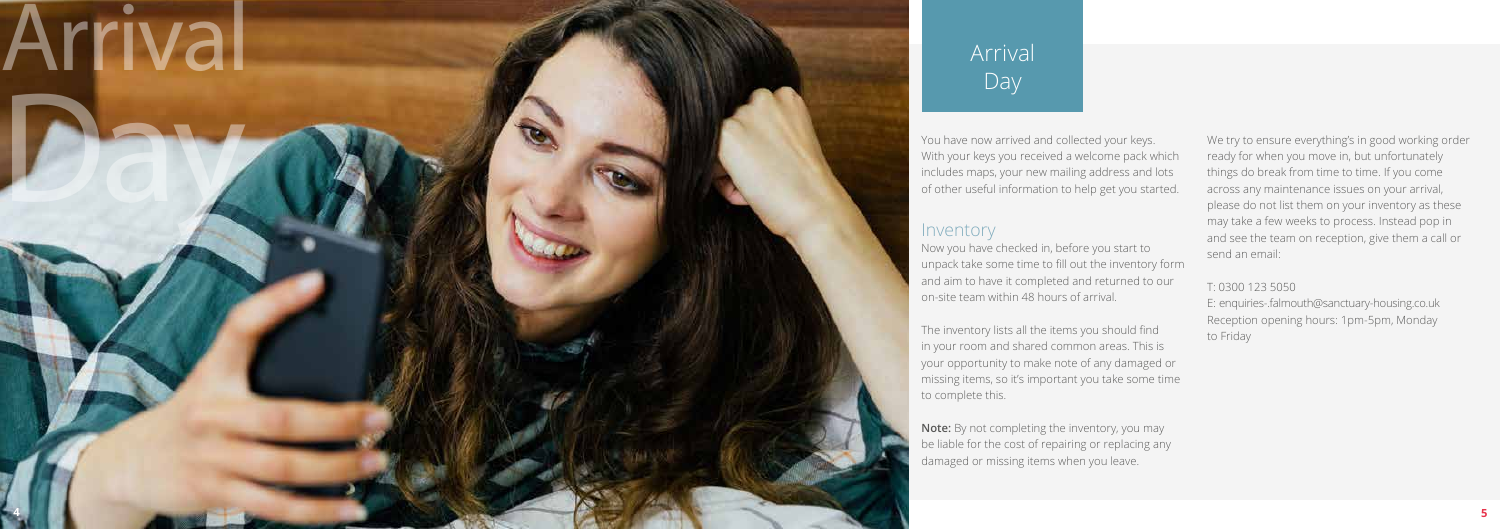# Arrival Day

You have now arrived and collected your keys. With your keys you received a welcome pack which includes maps, your new mailing address and lots of other useful information to help get you started.

## Inventory

Now you have checked in, before you start to unpack take some time to fill out the inventory form and aim to have it completed and returned to our on-site team within 48 hours of arrival.

The inventory lists all the items you should find in your room and shared common areas. This is your opportunity to make note of any damaged or missing items, so it's important you take some time to complete this.

**Note:** By not completing the inventory, you may be liable for the cost of repairing or replacing any damaged or missing items when you leave.

We try to ensure everything's in good working order ready for when you move in, but unfortunately things do break from time to time. If you come across any maintenance issues on your arrival, please do not list them on your inventory as these may take a few weeks to process. Instead pop in and see the team on reception, give them a call or send an email:

T: 0300 123 5050
E: enquiries-.falmouth@sanctuary-housing.co.uk
Reception opening hours: 1pm-5pm, Monday to Friday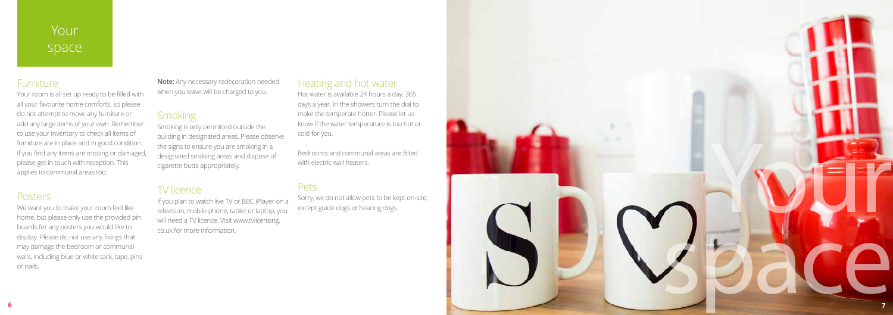# Your space

## Furniture

Your room is all set up ready to be filled with all your favourite home comforts, so please do not attempt to move any furniture or add any large items of your own. Remember to use your inventory to check all items of furniture are in place and in good condition. If you find any items are missing or damaged, please get in touch with reception. This applies to communal areas too.

## Posters

We want you to make your room feel like home, but please only use the provided pin boards for any posters you would like to display. Please do not use any fixings that may damage the bedroom or communal walls, including blue or white tack, tape, pins or nails.

**Note:** Any necessary redecoration needed when you leave will be charged to you.

## Smoking

Smoking is only permitted outside the building in designated areas. Please observe the signs to ensure you are smoking in a designated smoking areas and dispose of cigarette butts appropriately.

## TV licence

If you plan to watch live TV or BBC iPlayer on a television, mobile phone, tablet or laptop, you will need a TV licence. Visit www.tvlicensing.co.uk for more information.

## Heating and hot water

Hot water is available 24 hours a day, 365 days a year. In the showers turn the dial to make the temperate hotter. Please let us know if the water temperature is too hot or cold for you.

Bedrooms and communal areas are fitted with electric wall heaters.

## Pets

Sorry, we do not allow pets to be kept on-site, except guide dogs or hearing dogs.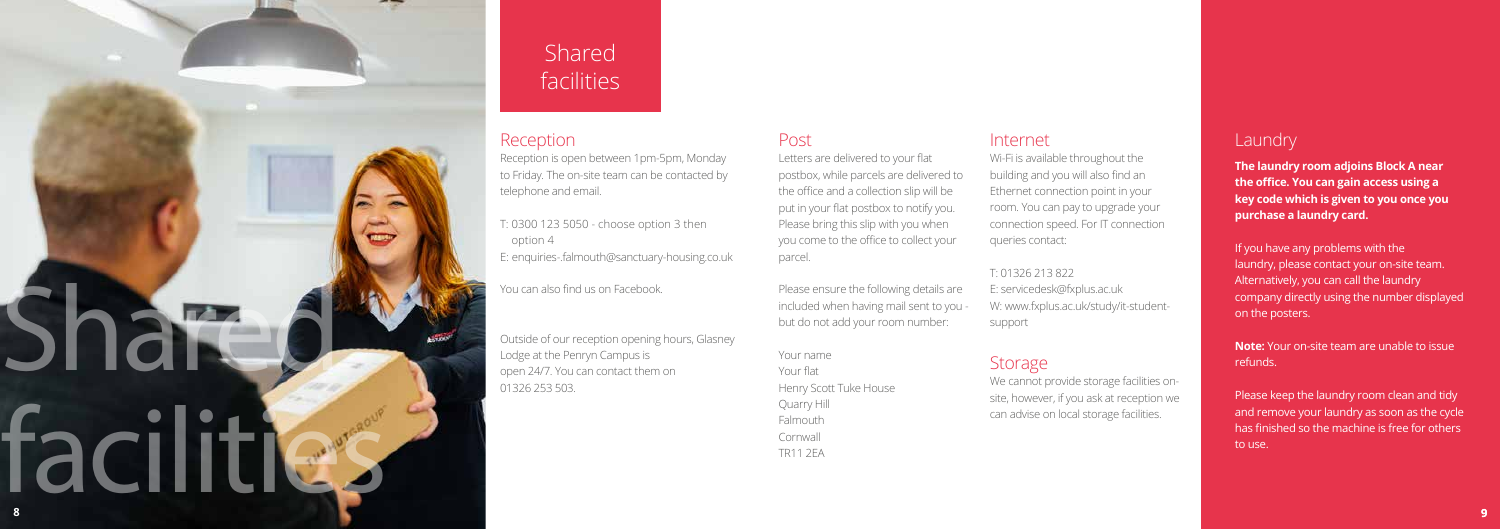# Shared facilities

## Reception

Reception is open between 1pm-5pm, Monday to Friday. The on-site team can be contacted by telephone and email.

T: 0300 123 5050 - choose option 3 then option 4
E: enquiries-.falmouth@sanctuary-housing.co.uk

You can also find us on Facebook.

Outside of our reception opening hours, Glasney Lodge at the Penryn Campus is open 24/7. You can contact them on 01326 253 503.

## Post

Letters are delivered to your flat postbox, while parcels are delivered to the office and a collection slip will be put in your flat postbox to notify you. Please bring this slip with you when you come to the office to collect your parcel.

Please ensure the following details are included when having mail sent to you - but do not add your room number:

Your name
Your flat
Henry Scott Tuke House
Quarry Hill
Falmouth
Cornwall
TR11 2EA

## Internet

Wi-Fi is available throughout the building and you will also find an Ethernet connection point in your room. You can pay to upgrade your connection speed. For IT connection queries contact:

T: 01326 213 822
E: servicedesk@fxplus.ac.uk
W: www.fxplus.ac.uk/study/it-student-support

## Storage

We cannot provide storage facilities on-site, however, if you ask at reception we can advise on local storage facilities.

## Laundry

**The laundry room adjoins Block A near the office. You can gain access using a key code which is given to you once you purchase a laundry card.**

If you have any problems with the laundry, please contact your on-site team. Alternatively, you can call the laundry company directly using the number displayed on the posters.

**Note:** Your on-site team are unable to issue refunds.

Please keep the laundry room clean and tidy and remove your laundry as soon as the cycle has finished so the machine is free for others to use.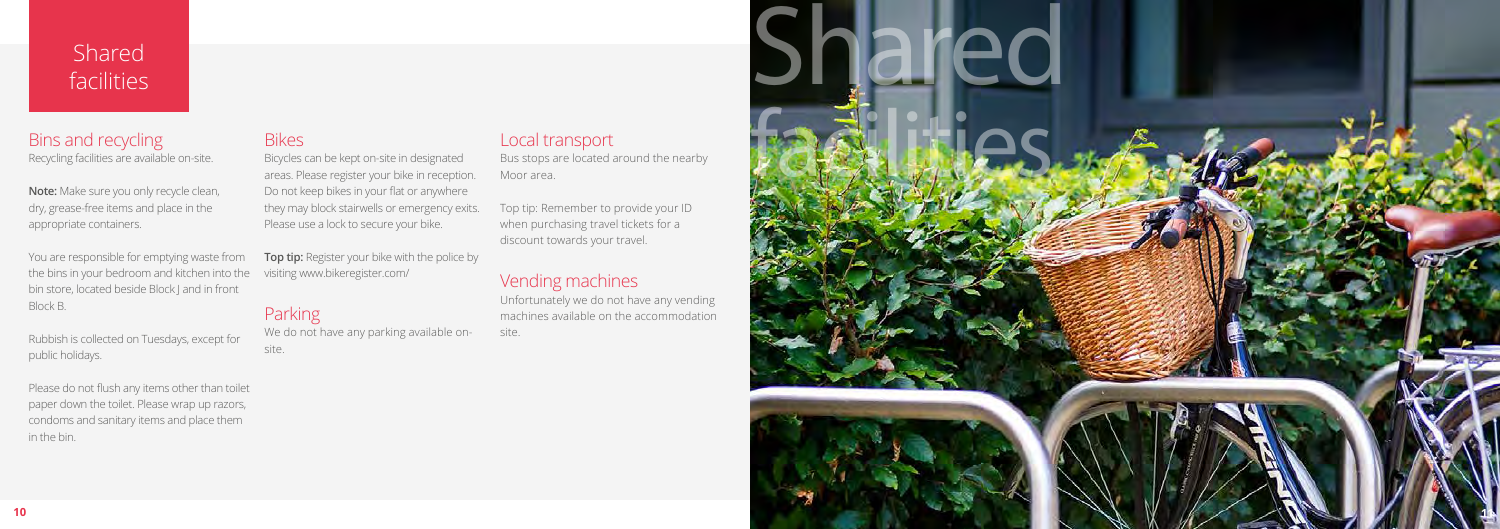# Shared facilities

## Bins and recycling

Recycling facilities are available on-site.

**Note:** Make sure you only recycle clean, dry, grease-free items and place in the appropriate containers.

You are responsible for emptying waste from the bins in your bedroom and kitchen into the bin store, located beside Block J and in front Block B.

Rubbish is collected on Tuesdays, except for public holidays.

Please do not flush any items other than toilet paper down the toilet. Please wrap up razors, condoms and sanitary items and place them in the bin.

## Bikes

Bicycles can be kept on-site in designated areas. Please register your bike in reception. Do not keep bikes in your flat or anywhere they may block stairwells or emergency exits. Please use a lock to secure your bike.

**Top tip:** Register your bike with the police by visiting www.bikeregister.com/

## Parking

We do not have any parking available on-site.

## Local transport

Bus stops are located around the nearby Moor area.

Top tip: Remember to provide your ID when purchasing travel tickets for a discount towards your travel.

## Vending machines

Unfortunately we do not have any vending machines available on the accommodation site.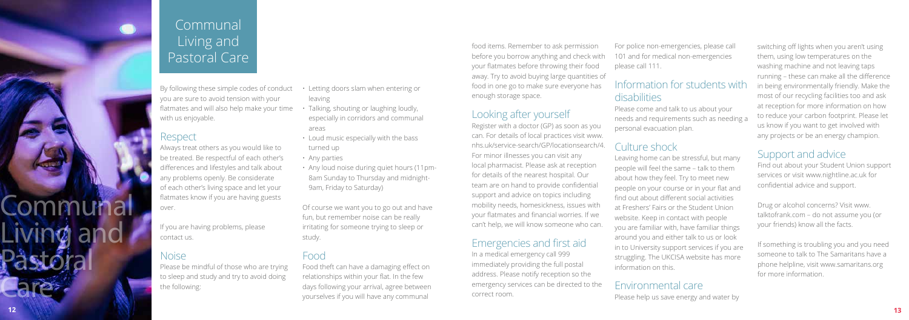# Communal Living and Pastoral Care

By following these simple codes of conduct you are sure to avoid tension with your flatmates and will also help make your time with us enjoyable.

## Respect

Always treat others as you would like to be treated. Be respectful of each other's differences and lifestyles and talk about any problems openly. Be considerate of each other's living space and let your flatmates know if you are having guests over.

If you are having problems, please contact us.

## Noise

Please be mindful of those who are trying to sleep and study and try to avoid doing the following:

- Letting doors slam when entering or leaving
- Talking, shouting or laughing loudly, especially in corridors and communal areas
- Loud music especially with the bass turned up
- Any parties
- Any loud noise during quiet hours (11pm-8am Sunday to Thursday and midnight-9am, Friday to Saturday)

Of course we want you to go out and have fun, but remember noise can be really irritating for someone trying to sleep or study.

## Food

Food theft can have a damaging effect on relationships within your flat. In the few days following your arrival, agree between yourselves if you will have any communal food items. Remember to ask permission before you borrow anything and check with your flatmates before throwing their food away. Try to avoid buying large quantities of food in one go to make sure everyone has enough storage space.

## Looking after yourself

Register with a doctor (GP) as soon as you can. For details of local practices visit www.nhs.uk/service-search/GP/locationsearch/4. For minor illnesses you can visit any local pharmacist. Please ask at reception for details of the nearest hospital. Our team are on hand to provide confidential support and advice on topics including mobility needs, homesickness, issues with your flatmates and financial worries. If we can't help, we will know someone who can.

## Emergencies and first aid

In a medical emergency call 999 immediately providing the full postal address. Please notify reception so the emergency services can be directed to the correct room.

For police non-emergencies, please call 101 and for medical non-emergencies please call 111.

## Information for students with disabilities

Please come and talk to us about your needs and requirements such as needing a personal evacuation plan.

## Culture shock

Leaving home can be stressful, but many people will feel the same – talk to them about how they feel. Try to meet new people on your course or in your flat and find out about different social activities at Freshers' Fairs or the Student Union website. Keep in contact with people you are familiar with, have familiar things around you and either talk to us or look in to University support services if you are struggling. The UKCISA website has more information on this.

## Environmental care

Please help us save energy and water by switching off lights when you aren't using them, using low temperatures on the washing machine and not leaving taps running – these can make all the difference in being environmentally friendly. Make the most of our recycling facilities too and ask at reception for more information on how to reduce your carbon footprint. Please let us know if you want to get involved with any projects or be an energy champion.

## Support and advice

Find out about your Student Union support services or visit www.nightline.ac.uk for confidential advice and support.

Drug or alcohol concerns? Visit www.talktofrank.com – do not assume you (or your friends) know all the facts.

If something is troubling you and you need someone to talk to The Samaritans have a phone helpline, visit www.samaritans.org for more information.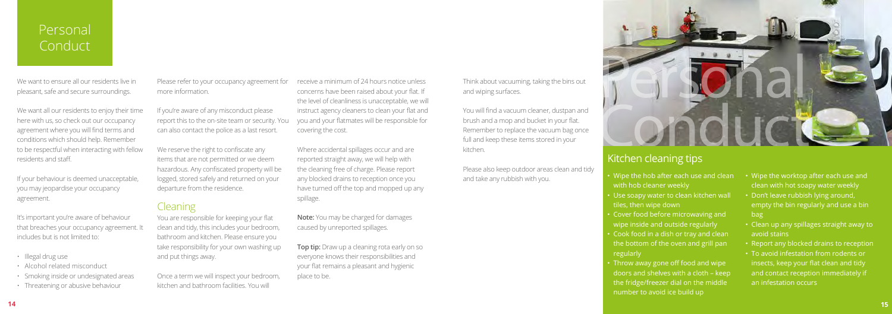# Personal Conduct

We want to ensure all our residents live in pleasant, safe and secure surroundings.

We want all our residents to enjoy their time here with us, so check out our occupancy agreement where you will find terms and conditions which should help. Remember to be respectful when interacting with fellow residents and staff.

If your behaviour is deemed unacceptable, you may jeopardise your occupancy agreement.

It's important you're aware of behaviour that breaches your occupancy agreement. It includes but is not limited to:

- Illegal drug use
- Alcohol related misconduct
- Smoking inside or undesignated areas
- Threatening or abusive behaviour

Please refer to your occupancy agreement for more information.

If you're aware of any misconduct please report this to the on-site team or security. You can also contact the police as a last resort.

We reserve the right to confiscate any items that are not permitted or we deem hazardous. Any confiscated property will be logged, stored safely and returned on your departure from the residence.

## Cleaning

You are responsible for keeping your flat clean and tidy, this includes your bedroom, bathroom and kitchen. Please ensure you take responsibility for your own washing up and put things away.

Once a term we will inspect your bedroom, kitchen and bathroom facilities. You will receive a minimum of 24 hours notice unless concerns have been raised about your flat. If the level of cleanliness is unacceptable, we will instruct agency cleaners to clean your flat and you and your flatmates will be responsible for covering the cost.

Where accidental spillages occur and are reported straight away, we will help with the cleaning free of charge. Please report any blocked drains to reception once you have turned off the top and mopped up any spillage.

**Note:** You may be charged for damages caused by unreported spillages.

**Top tip:** Draw up a cleaning rota early on so everyone knows their responsibilities and your flat remains a pleasant and hygienic place to be.

Think about vacuuming, taking the bins out and wiping surfaces.

You will find a vacuum cleaner, dustpan and brush and a mop and bucket in your flat. Remember to replace the vacuum bag once full and keep these items stored in your kitchen.

Please also keep outdoor areas clean and tidy and take any rubbish with you.

## Kitchen cleaning tips

- Wipe the hob after each use and clean with hob cleaner weekly
- Use soapy water to clean kitchen wall tiles, then wipe down
- Cover food before microwaving and wipe inside and outside regularly
- Cook food in a dish or tray and clean the bottom of the oven and grill pan regularly
- Throw away gone off food and wipe doors and shelves with a cloth – keep the fridge/freezer dial on the middle number to avoid ice build up
- Wipe the worktop after each use and clean with hot soapy water weekly
- Don't leave rubbish lying around, empty the bin regularly and use a bin bag
- Clean up any spillages straight away to avoid stains
- Report any blocked drains to reception
- To avoid infestation from rodents or insects, keep your flat clean and tidy and contact reception immediately if an infestation occurs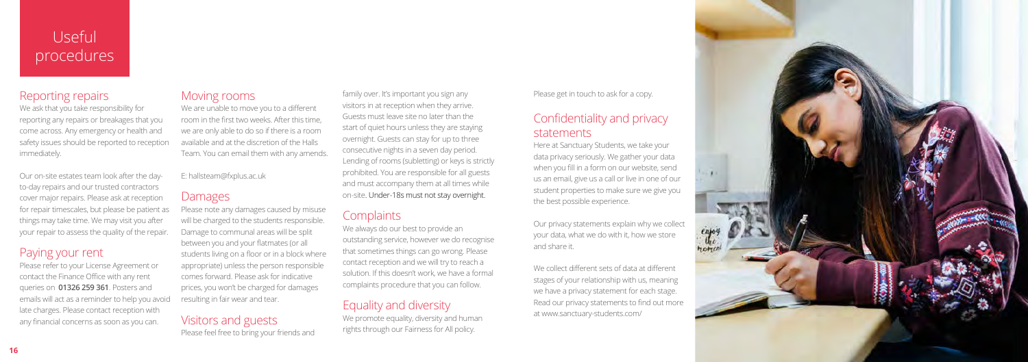# Useful procedures

## Reporting repairs

We ask that you take responsibility for reporting any repairs or breakages that you come across. Any emergency or health and safety issues should be reported to reception immediately.

Our on-site estates team look after the day-to-day repairs and our trusted contractors cover major repairs. Please ask at reception for repair timescales, but please be patient as things may take time. We may visit you after your repair to assess the quality of the repair.

## Paying your rent

Please refer to your License Agreement or contact the Finance Office with any rent queries on **01326 259 361**. Posters and emails will act as a reminder to help you avoid late charges. Please contact reception with any financial concerns as soon as you can.

## Moving rooms

We are unable to move you to a different room in the first two weeks. After this time, we are only able to do so if there is a room available and at the discretion of the Halls Team. You can email them with any amends.

E: hallsteam@fxplus.ac.uk

## Damages

Please note any damages caused by misuse will be charged to the students responsible. Damage to communal areas will be split between you and your flatmates (or all students living on a floor or in a block where appropriate) unless the person responsible comes forward. Please ask for indicative prices, you won't be charged for damages resulting in fair wear and tear.

## Visitors and guests

Please feel free to bring your friends and family over. It's important you sign any visitors in at reception when they arrive. Guests must leave site no later than the start of quiet hours unless they are staying overnight. Guests can stay for up to three consecutive nights in a seven day period. Lending of rooms (subletting) or keys is strictly prohibited. You are responsible for all guests and must accompany them at all times while on-site. Under-18s must not stay overnight.

## Complaints

We always do our best to provide an outstanding service, however we do recognise that sometimes things can go wrong. Please contact reception and we will try to reach a solution. If this doesn't work, we have a formal complaints procedure that you can follow.

## Equality and diversity

We promote equality, diversity and human rights through our Fairness for All policy.

Please get in touch to ask for a copy.

## Confidentiality and privacy statements

Here at Sanctuary Students, we take your data privacy seriously. We gather your data when you fill in a form on our website, send us an email, give us a call or live in one of our student properties to make sure we give you the best possible experience.

Our privacy statements explain why we collect your data, what we do with it, how we store and share it.

We collect different sets of data at different stages of your relationship with us, meaning we have a privacy statement for each stage. Read our privacy statements to find out more at www.sanctuary-students.com/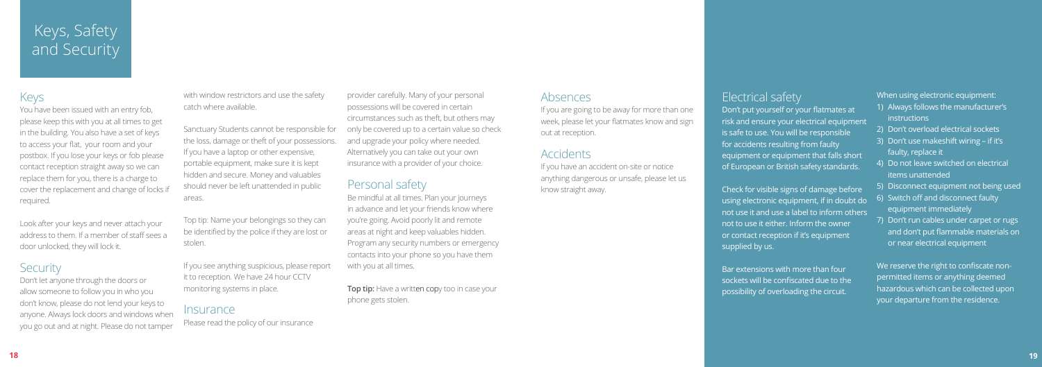# Keys, Safety and Security

## Keys

You have been issued with an entry fob, please keep this with you at all times to get in the building. You also have a set of keys to access your flat, your room and your postbox. If you lose your keys or fob please contact reception straight away so we can replace them for you, there is a charge to cover the replacement and change of locks if required.

Look after your keys and never attach your address to them. If a member of staff sees a door unlocked, they will lock it.

## Security

Don't let anyone through the doors or allow someone to follow you in who you don't know, please do not lend your keys to anyone. Always lock doors and windows when you go out and at night. Please do not tamper with window restrictors and use the safety catch where available.

Sanctuary Students cannot be responsible for the loss, damage or theft of your possessions. If you have a laptop or other expensive, portable equipment, make sure it is kept hidden and secure. Money and valuables should never be left unattended in public areas.

Top tip: Name your belongings so they can be identified by the police if they are lost or stolen.

If you see anything suspicious, please report it to reception. We have 24 hour CCTV monitoring systems in place.

## Insurance

Please read the policy of our insurance provider carefully. Many of your personal possessions will be covered in certain circumstances such as theft, but others may only be covered up to a certain value so check and upgrade your policy where needed. Alternatively you can take out your own insurance with a provider of your choice.

## Personal safety

Be mindful at all times. Plan your journeys in advance and let your friends know where you're going. Avoid poorly lit and remote areas at night and keep valuables hidden. Program any security numbers or emergency contacts into your phone so you have them with you at all times.

**Top tip:** Have a written copy too in case your phone gets stolen.

## Absences

If you are going to be away for more than one week, please let your flatmates know and sign out at reception.

## Accidents

If you have an accident on-site or notice anything dangerous or unsafe, please let us know straight away.

## Electrical safety

Don't put yourself or your flatmates at risk and ensure your electrical equipment is safe to use. You will be responsible for accidents resulting from faulty equipment or equipment that falls short of European or British safety standards.

Check for visible signs of damage before using electronic equipment, if in doubt do not use it and use a label to inform others not to use it either. Inform the owner or contact reception if it's equipment supplied by us.

Bar extensions with more than four sockets will be confiscated due to the possibility of overloading the circuit.

When using electronic equipment:

1) Always follows the manufacturer's instructions
2) Don't overload electrical sockets
3) Don't use makeshift wiring – if it's faulty, replace it
4) Do not leave switched on electrical items unattended
5) Disconnect equipment not being used
6) Switch off and disconnect faulty equipment immediately
7) Don't run cables under carpet or rugs and don't put flammable materials on or near electrical equipment

We reserve the right to confiscate non-permitted items or anything deemed hazardous which can be collected upon your departure from the residence.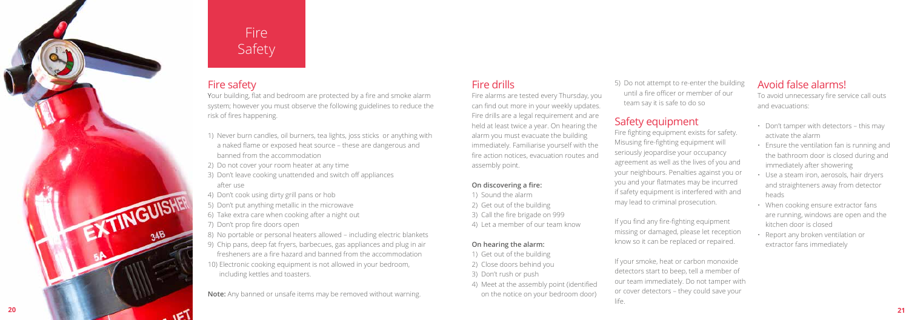# Fire Safety

## Fire safety

Your building, flat and bedroom are protected by a fire and smoke alarm system; however you must observe the following guidelines to reduce the risk of fires happening.

1) Never burn candles, oil burners, tea lights, joss sticks or anything with a naked flame or exposed heat source – these are dangerous and banned from the accommodation
2) Do not cover your room heater at any time
3) Don't leave cooking unattended and switch off appliances after use
4) Don't cook using dirty grill pans or hob
5) Don't put anything metallic in the microwave
6) Take extra care when cooking after a night out
7) Don't prop fire doors open
8) No portable or personal heaters allowed – including electric blankets
9) Chip pans, deep fat fryers, barbecues, gas appliances and plug in air fresheners are a fire hazard and banned from the accommodation
10) Electronic cooking equipment is not allowed in your bedroom, including kettles and toasters.

**Note:** Any banned or unsafe items may be removed without warning.

## Fire drills

Fire alarms are tested every Thursday, you can find out more in your weekly updates. Fire drills are a legal requirement and are held at least twice a year. On hearing the alarm you must evacuate the building immediately. Familiarise yourself with the fire action notices, evacuation routes and assembly point.

**On discovering a fire:**

1) Sound the alarm
2) Get out of the building
3) Call the fire brigade on 999
4) Let a member of our team know

**On hearing the alarm:**

1) Get out of the building
2) Close doors behind you
3) Don't rush or push
4) Meet at the assembly point (identified on the notice on your bedroom door)
5) Do not attempt to re-enter the building until a fire officer or member of our team say it is safe to do so

## Safety equipment

Fire fighting equipment exists for safety. Misusing fire-fighting equipment will seriously jeopardise your occupancy agreement as well as the lives of you and your neighbours. Penalties against you or you and your flatmates may be incurred if safety equipment is interfered with and may lead to criminal prosecution.

If you find any fire-fighting equipment missing or damaged, please let reception know so it can be replaced or repaired.

If your smoke, heat or carbon monoxide detectors start to beep, tell a member of our team immediately. Do not tamper with or cover detectors – they could save your life.

## Avoid false alarms!

To avoid unnecessary fire service call outs and evacuations:

- Don't tamper with detectors – this may activate the alarm
- Ensure the ventilation fan is running and the bathroom door is closed during and immediately after showering
- Use a steam iron, aerosols, hair dryers and straighteners away from detector heads
- When cooking ensure extractor fans are running, windows are open and the kitchen door is closed
- Report any broken ventilation or extractor fans immediately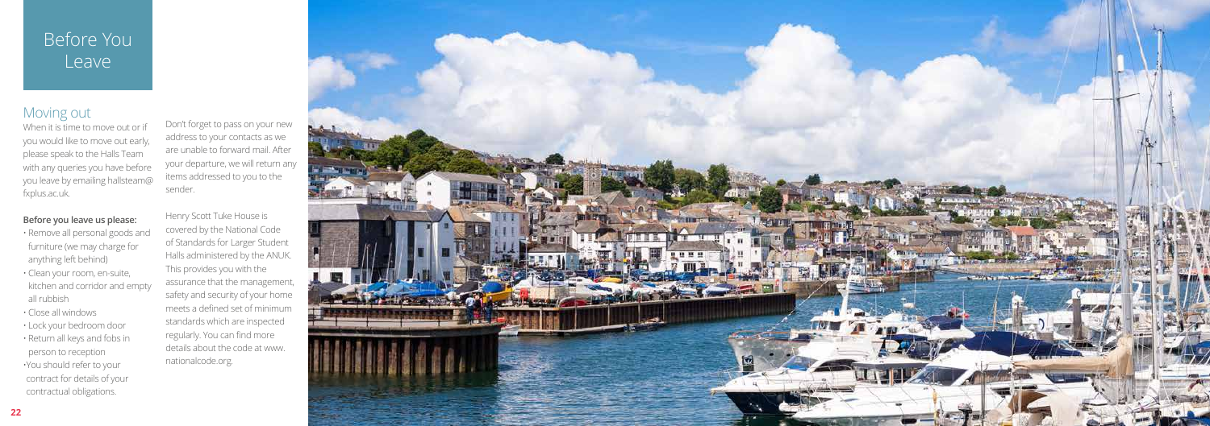# Before You Leave

## Moving out

When it is time to move out or if you would like to move out early, please speak to the Halls Team with any queries you have before you leave by emailing hallsteam@fxplus.ac.uk.

**Before you leave us please:**

- Remove all personal goods and furniture (we may charge for anything left behind)
- Clean your room, en-suite, kitchen and corridor and empty all rubbish
- Close all windows
- Lock your bedroom door
- Return all keys and fobs in person to reception
- You should refer to your contract for details of your contractual obligations.

Don't forget to pass on your new address to your contacts as we are unable to forward mail. After your departure, we will return any items addressed to you to the sender.

Henry Scott Tuke House is covered by the National Code of Standards for Larger Student Halls administered by the ANUK. This provides you with the assurance that the management, safety and security of your home meets a defined set of minimum standards which are inspected regularly. You can find more details about the code at www.nationalcode.org.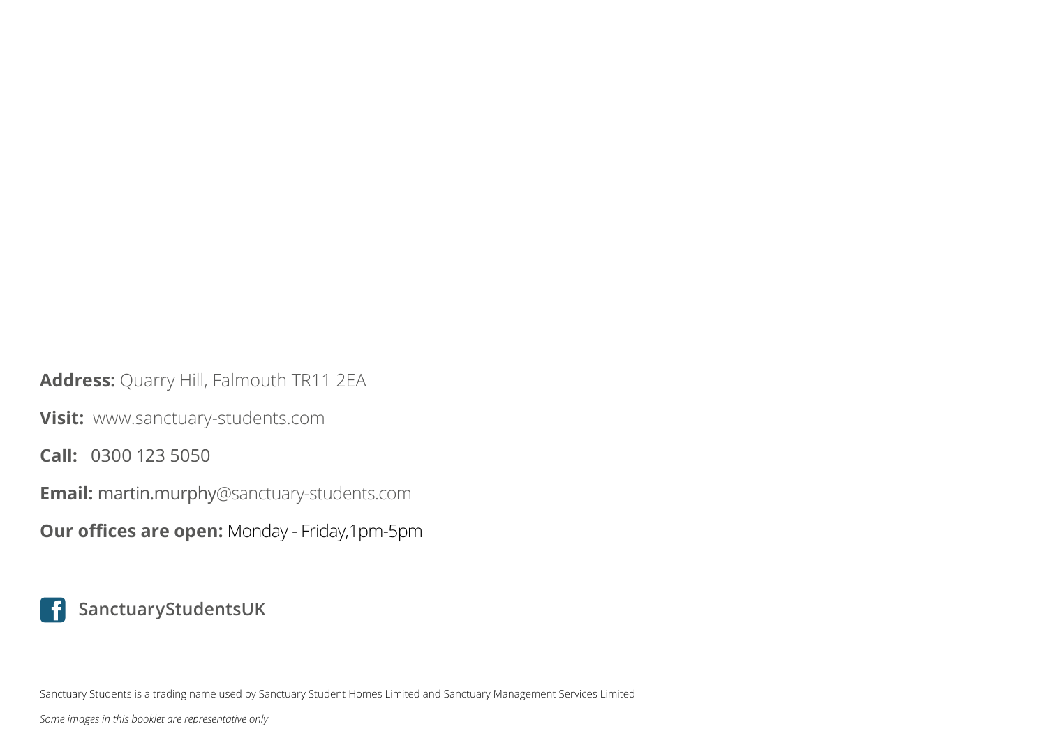**Address:** Quarry Hill, Falmouth TR11 2EA

**Visit:** www.sanctuary-students.com

**Call:** 0300 123 5050

**Email:** martin.murphy@sanctuary-students.com

**Our offices are open:** Monday - Friday,1pm-5pm

**SanctuaryStudentsUK**

Sanctuary Students is a trading name used by Sanctuary Student Homes Limited and Sanctuary Management Services Limited

*Some images in this booklet are representative only*